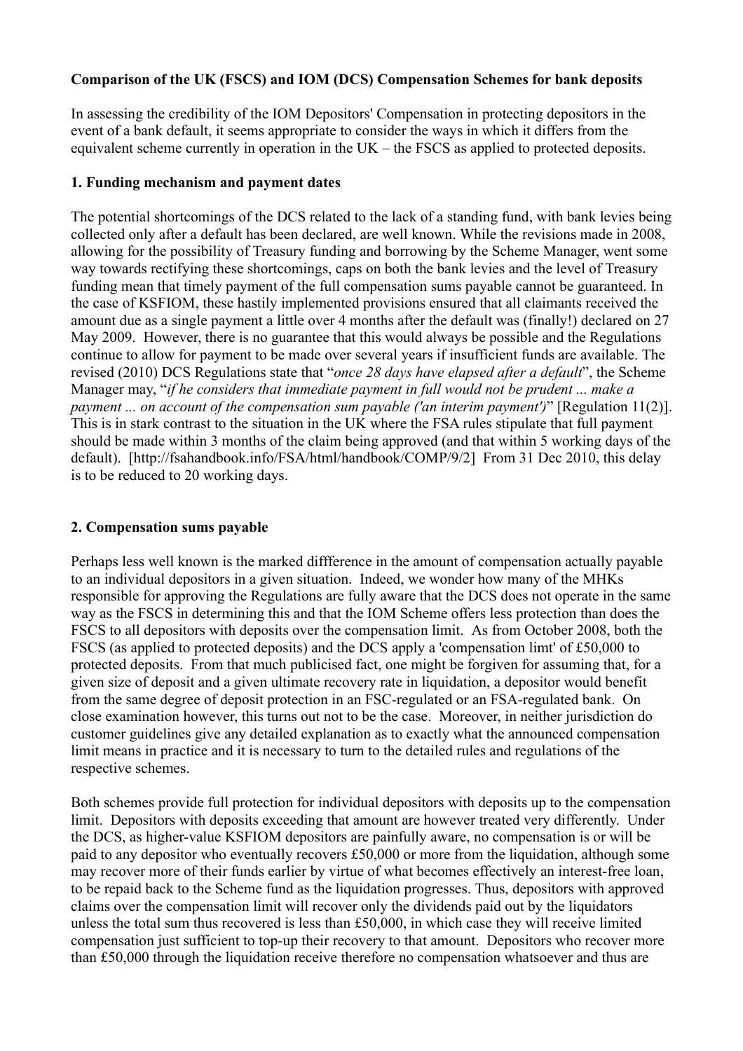**Comparison of the UK (FSCS) and IOM (DCS) Compensation Schemes for bank deposits**

In assessing the credibility of the IOM Depositors' Compensation in protecting depositors in the event of a bank default, it seems appropriate to consider the ways in which it differs from the equivalent scheme currently in operation in the UK – the FSCS as applied to protected deposits.

**1. Funding mechanism and payment dates**

The potential shortcomings of the DCS related to the lack of a standing fund, with bank levies being collected only after a default has been declared, are well known. While the revisions made in 2008, allowing for the possibility of Treasury funding and borrowing by the Scheme Manager, went some way towards rectifying these shortcomings, caps on both the bank levies and the level of Treasury funding mean that timely payment of the full compensation sums payable cannot be guaranteed. In the case of KSFIOM, these hastily implemented provisions ensured that all claimants received the amount due as a single payment a little over 4 months after the default was (finally!) declared on 27 May 2009. However, there is no guarantee that this would always be possible and the Regulations continue to allow for payment to be made over several years if insufficient funds are available. The revised (2010) DCS Regulations state that "*once 28 days have elapsed after a default*", the Scheme Manager may, "*if he considers that immediate payment in full would not be prudent ... make a payment ... on account of the compensation sum payable ('an interim payment')*" [Regulation 11(2)]. This is in stark contrast to the situation in the UK where the FSA rules stipulate that full payment should be made within 3 months of the claim being approved (and that within 5 working days of the default). [http://fsahandbook.info/FSA/html/handbook/COMP/9/2] From 31 Dec 2010, this delay is to be reduced to 20 working days.

**2. Compensation sums payable**

Perhaps less well known is the marked diffference in the amount of compensation actually payable to an individual depositors in a given situation. Indeed, we wonder how many of the MHKs responsible for approving the Regulations are fully aware that the DCS does not operate in the same way as the FSCS in determining this and that the IOM Scheme offers less protection than does the FSCS to all depositors with deposits over the compensation limit. As from October 2008, both the FSCS (as applied to protected deposits) and the DCS apply a 'compensation limt' of £50,000 to protected deposits. From that much publicised fact, one might be forgiven for assuming that, for a given size of deposit and a given ultimate recovery rate in liquidation, a depositor would benefit from the same degree of deposit protection in an FSC-regulated or an FSA-regulated bank. On close examination however, this turns out not to be the case. Moreover, in neither jurisdiction do customer guidelines give any detailed explanation as to exactly what the announced compensation limit means in practice and it is necessary to turn to the detailed rules and regulations of the respective schemes.

Both schemes provide full protection for individual depositors with deposits up to the compensation limit. Depositors with deposits exceeding that amount are however treated very differently. Under the DCS, as higher-value KSFIOM depositors are painfully aware, no compensation is or will be paid to any depositor who eventually recovers £50,000 or more from the liquidation, although some may recover more of their funds earlier by virtue of what becomes effectively an interest-free loan, to be repaid back to the Scheme fund as the liquidation progresses. Thus, depositors with approved claims over the compensation limit will recover only the dividends paid out by the liquidators unless the total sum thus recovered is less than £50,000, in which case they will receive limited compensation just sufficient to top-up their recovery to that amount. Depositors who recover more than £50,000 through the liquidation receive therefore no compensation whatsoever and thus are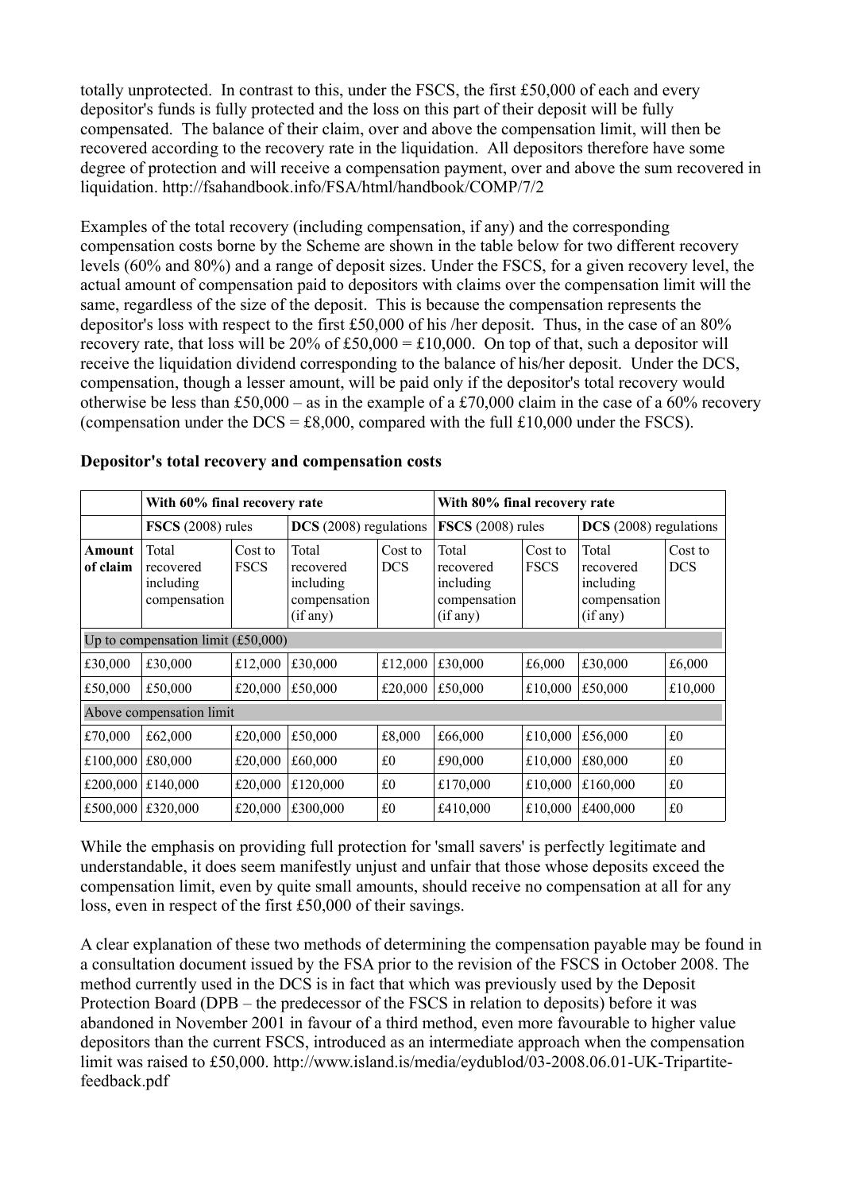totally unprotected. In contrast to this, under the FSCS, the first £50,000 of each and every depositor's funds is fully protected and the loss on this part of their deposit will be fully compensated. The balance of their claim, over and above the compensation limit, will then be recovered according to the recovery rate in the liquidation. All depositors therefore have some degree of protection and will receive a compensation payment, over and above the sum recovered in liquidation. http://fsahandbook.info/FSA/html/handbook/COMP/7/2

Examples of the total recovery (including compensation, if any) and the corresponding compensation costs borne by the Scheme are shown in the table below for two different recovery levels (60% and 80%) and a range of deposit sizes. Under the FSCS, for a given recovery level, the actual amount of compensation paid to depositors with claims over the compensation limit will the same, regardless of the size of the deposit. This is because the compensation represents the depositor's loss with respect to the first £50,000 of his /her deposit. Thus, in the case of an 80% recovery rate, that loss will be 20% of £50,000 = £10,000. On top of that, such a depositor will receive the liquidation dividend corresponding to the balance of his/her deposit. Under the DCS, compensation, though a lesser amount, will be paid only if the depositor's total recovery would otherwise be less than £50,000 – as in the example of a £70,000 claim in the case of a 60% recovery (compensation under the DCS = £8,000, compared with the full £10,000 under the FSCS).

**Depositor's total recovery and compensation costs**

| | With 60% final recovery rate | | | | With 80% final recovery rate | | | |
|---|---|---|---|---|---|---|---|---|
| | **FSCS** (2008) rules | | **DCS** (2008) regulations | | **FSCS** (2008) rules | | **DCS** (2008) regulations | |
| **Amount of claim** | Total recovered including compensation | Cost to FSCS | Total recovered including compensation (if any) | Cost to DCS | Total recovered including compensation (if any) | Cost to FSCS | Total recovered including compensation (if any) | Cost to DCS |
| Up to compensation limit (£50,000) | | | | | | | | |
| £30,000 | £30,000 | £12,000 | £30,000 | £12,000 | £30,000 | £6,000 | £30,000 | £6,000 |
| £50,000 | £50,000 | £20,000 | £50,000 | £20,000 | £50,000 | £10,000 | £50,000 | £10,000 |
| Above compensation limit | | | | | | | | |
| £70,000 | £62,000 | £20,000 | £50,000 | £8,000 | £66,000 | £10,000 | £56,000 | £0 |
| £100,000 | £80,000 | £20,000 | £60,000 | £0 | £90,000 | £10,000 | £80,000 | £0 |
| £200,000 | £140,000 | £20,000 | £120,000 | £0 | £170,000 | £10,000 | £160,000 | £0 |
| £500,000 | £320,000 | £20,000 | £300,000 | £0 | £410,000 | £10,000 | £400,000 | £0 |

While the emphasis on providing full protection for 'small savers' is perfectly legitimate and understandable, it does seem manifestly unjust and unfair that those whose deposits exceed the compensation limit, even by quite small amounts, should receive no compensation at all for any loss, even in respect of the first £50,000 of their savings.

A clear explanation of these two methods of determining the compensation payable may be found in a consultation document issued by the FSA prior to the revision of the FSCS in October 2008. The method currently used in the DCS is in fact that which was previously used by the Deposit Protection Board (DPB – the predecessor of the FSCS in relation to deposits) before it was abandoned in November 2001 in favour of a third method, even more favourable to higher value depositors than the current FSCS, introduced as an intermediate approach when the compensation limit was raised to £50,000. http://www.island.is/media/eydublod/03-2008.06.01-UK-Tripartite-feedback.pdf